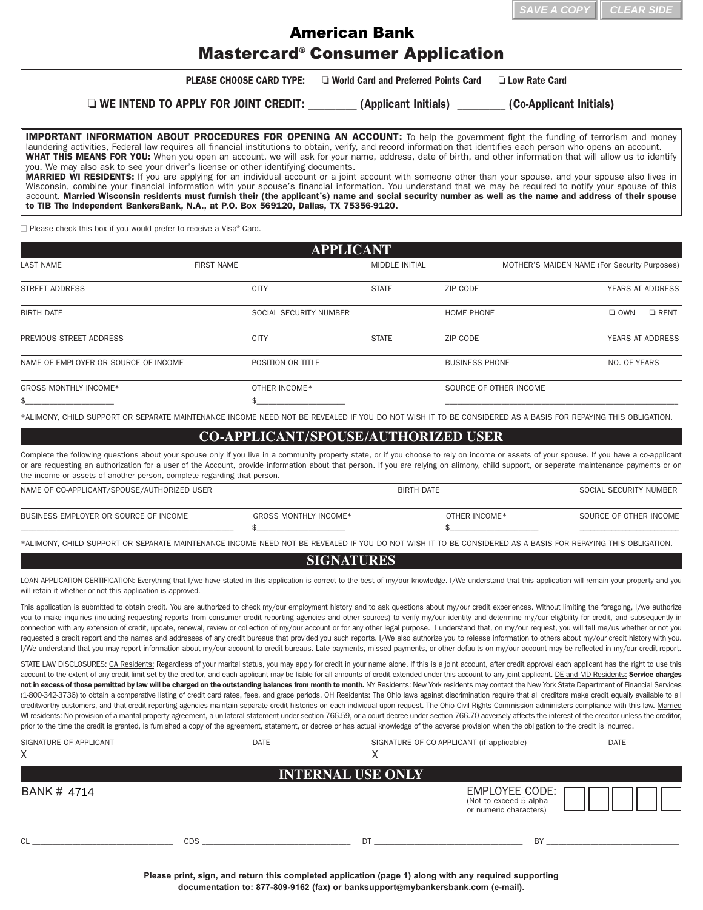SAVE A COPY | CLEAR SIDE

# American Bank
# Mastercard® Consumer Application

**PLEASE CHOOSE CARD TYPE:** ❑ **World Card and Preferred Points Card** ❑ **Low Rate Card**

❑ **WE INTEND TO APPLY FOR JOINT CREDIT: ________ (Applicant Initials) ________ (Co-Applicant Initials)**

**IMPORTANT INFORMATION ABOUT PROCEDURES FOR OPENING AN ACCOUNT:** To help the government fight the funding of terrorism and money laundering activities, Federal law requires all financial institutions to obtain, verify, and record information that identifies each person who opens an account.
**WHAT THIS MEANS FOR YOU:** When you open an account, we will ask for your name, address, date of birth, and other information that will allow us to identify you. We may also ask to see your driver's license or other identifying documents.
**MARRIED WI RESIDENTS:** If you are applying for an individual account or a joint account with someone other than your spouse, and your spouse also lives in Wisconsin, combine your financial information with your spouse's financial information. You understand that we may be required to notify your spouse of this account. **Married Wisconsin residents must furnish their (the applicant's) name and social security number as well as the name and address of their spouse to TIB The Independent BankersBank, N.A., at P.O. Box 569120, Dallas, TX 75356-9120.**

☐ Please check this box if you would prefer to receive a Visa® Card.

## APPLICANT

| LAST NAME | FIRST NAME | MIDDLE INITIAL | MOTHER'S MAIDEN NAME (For Security Purposes) | |
|---|---|---|---|---|
| STREET ADDRESS | CITY | STATE | ZIP CODE | YEARS AT ADDRESS |
| BIRTH DATE | SOCIAL SECURITY NUMBER | | HOME PHONE | ❑ OWN ❑ RENT |
| PREVIOUS STREET ADDRESS | CITY | STATE | ZIP CODE | YEARS AT ADDRESS |
| NAME OF EMPLOYER OR SOURCE OF INCOME | POSITION OR TITLE | | BUSINESS PHONE | NO. OF YEARS |
| GROSS MONTHLY INCOME* $____________ | OTHER INCOME* $____________ | | SOURCE OF OTHER INCOME ____________ | |

*ALIMONY, CHILD SUPPORT OR SEPARATE MAINTENANCE INCOME NEED NOT BE REVEALED IF YOU DO NOT WISH IT TO BE CONSIDERED AS A BASIS FOR REPAYING THIS OBLIGATION.

## CO-APPLICANT/SPOUSE/AUTHORIZED USER

Complete the following questions about your spouse only if you live in a community property state, or if you choose to rely on income or assets of your spouse. If you have a co-applicant or are requesting an authorization for a user of the Account, provide information about that person. If you are relying on alimony, child support, or separate maintenance payments or on the income or assets of another person, complete regarding that person.

| NAME OF CO-APPLICANT/SPOUSE/AUTHORIZED USER | | BIRTH DATE | SOCIAL SECURITY NUMBER |
|---|---|---|---|
| BUSINESS EMPLOYER OR SOURCE OF INCOME ____________ | GROSS MONTHLY INCOME* $____________ | OTHER INCOME* $____________ | SOURCE OF OTHER INCOME ____________ |

*ALIMONY, CHILD SUPPORT OR SEPARATE MAINTENANCE INCOME NEED NOT BE REVEALED IF YOU DO NOT WISH IT TO BE CONSIDERED AS A BASIS FOR REPAYING THIS OBLIGATION.

## SIGNATURES

LOAN APPLICATION CERTIFICATION: Everything that I/we have stated in this application is correct to the best of my/our knowledge. I/We understand that this application will remain your property and you will retain it whether or not this application is approved.

This application is submitted to obtain credit. You are authorized to check my/our employment history and to ask questions about my/our credit experiences. Without limiting the foregoing, I/we authorize you to make inquiries (including requesting reports from consumer credit reporting agencies and other sources) to verify my/our identity and determine my/our eligibility for credit, and subsequently in connection with any extension of credit, update, renewal, review or collection of my/our account or for any other legal purpose. I understand that, on my/our request, you will tell me/us whether or not you requested a credit report and the names and addresses of any credit bureaus that provided you such reports. I/We also authorize you to release information to others about my/our credit history with you. I/We understand that you may report information about my/our account to credit bureaus. Late payments, missed payments, or other defaults on my/our account may be reflected in my/our credit report.

STATE LAW DISCLOSURES: CA Residents: Regardless of your marital status, you may apply for credit in your name alone. If this is a joint account, after credit approval each applicant has the right to use this account to the extent of any credit limit set by the creditor, and each applicant may be liable for all amounts of credit extended under this account to any joint applicant. DE and MD Residents: **Service charges not in excess of those permitted by law will be charged on the outstanding balances from month to month.** NY Residents: New York residents may contact the New York State Department of Financial Services (1-800-342-3736) to obtain a comparative listing of credit card rates, fees, and grace periods. OH Residents: The Ohio laws against discrimination require that all creditors make credit equally available to all creditworthy customers, and that credit reporting agencies maintain separate credit histories on each individual upon request. The Ohio Civil Rights Commission administers compliance with this law. Married WI residents: No provision of a marital property agreement, a unilateral statement under section 766.59, or a court decree under section 766.70 adversely affects the interest of the creditor unless the creditor, prior to the time the credit is granted, is furnished a copy of the agreement, statement, or decree or has actual knowledge of the adverse provision when the obligation to the credit is incurred.

| SIGNATURE OF APPLICANT | DATE | SIGNATURE OF CO-APPLICANT (if applicable) | DATE |
|---|---|---|---|
| X | | X | |

## INTERNAL USE ONLY

BANK # 4714

EMPLOYEE CODE: (Not to exceed 5 alpha or numeric characters) ☐☐☐☐☐

CL ____________ CDS ____________ DT ____________ BY ____________

**Please print, sign, and return this completed application (page 1) along with any required supporting documentation to: 877-809-9162 (fax) or banksupport@mybankersbank.com (e-mail).**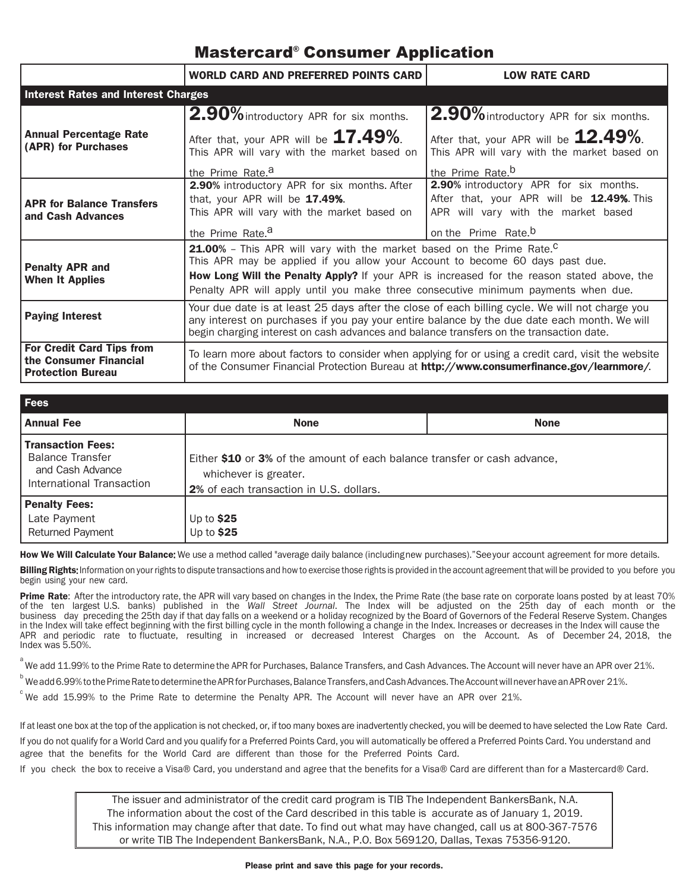# Mastercard® Consumer Application

| | WORLD CARD AND PREFERRED POINTS CARD | LOW RATE CARD |
|---|---|---|
| **Interest Rates and Interest Charges** | | |
| **Annual Percentage Rate (APR) for Purchases** | **2.90%** introductory APR for six months. After that, your APR will be **17.49%**. This APR will vary with the market based on the Prime Rate.[a] | **2.90%** introductory APR for six months. After that, your APR will be **12.49%**. This APR will vary with the market based on the Prime Rate.[b] |
| **APR for Balance Transfers and Cash Advances** | **2.90%** introductory APR for six months. After that, your APR will be **17.49%**. This APR will vary with the market based on the Prime Rate.[a] | **2.90%** introductory APR for six months. After that, your APR will be **12.49%**. This APR will vary with the market based on the Prime Rate.[b] |
| **Penalty APR and When It Applies** | **21.00%** – This APR will vary with the market based on the Prime Rate.[c] This APR may be applied if you allow your Account to become 60 days past due. **How Long Will the Penalty Apply?** If your APR is increased for the reason stated above, the Penalty APR will apply until you make three consecutive minimum payments when due. | |
| **Paying Interest** | Your due date is at least 25 days after the close of each billing cycle. We will not charge you any interest on purchases if you pay your entire balance by the due date each month. We will begin charging interest on cash advances and balance transfers on the transaction date. | |
| **For Credit Card Tips from the Consumer Financial Protection Bureau** | To learn more about factors to consider when applying for or using a credit card, visit the website of the Consumer Financial Protection Bureau at **http://www.consumerfinance.gov/learnmore/**. | |

| **Fees** | | |
|---|---|---|
| **Annual Fee** | **None** | **None** |
| **Transaction Fees:** Balance Transfer and Cash Advance; International Transaction | Either **$10** or **3%** of the amount of each balance transfer or cash advance, whichever is greater. **2%** of each transaction in U.S. dollars. | |
| **Penalty Fees:** Late Payment; Returned Payment | Up to **$25**; Up to **$25** | |

**How We Will Calculate Your Balance:** We use a method called "average daily balance (including new purchases)." See your account agreement for more details.

**Billing Rights:** Information on your rights to dispute transactions and how to exercise those rights is provided in the account agreement that will be provided to you before you begin using your new card.

**Prime Rate**: After the introductory rate, the APR will vary based on changes in the Index, the Prime Rate (the base rate on corporate loans posted by at least 70% of the ten largest U.S. banks) published in the *Wall Street Journal*. The Index will be adjusted on the 25th day of each month or the business day preceding the 25th day if that day falls on a weekend or a holiday recognized by the Board of Governors of the Federal Reserve System. Changes in the Index will take effect beginning with the first billing cycle in the month following a change in the Index. Increases or decreases in the Index will cause the APR and periodic rate to fluctuate, resulting in increased or decreased Interest Charges on the Account. As of December 24, 2018, the Index was 5.50%.

[a] We add 11.99% to the Prime Rate to determine the APR for Purchases, Balance Transfers, and Cash Advances. The Account will never have an APR over 21%.

[b] We add 6.99% to the Prime Rate to determine the APR for Purchases, Balance Transfers, and Cash Advances. The Account will never have an APR over 21%.

[c] We add 15.99% to the Prime Rate to determine the Penalty APR. The Account will never have an APR over 21%.

If at least one box at the top of the application is not checked, or, if too many boxes are inadvertently checked, you will be deemed to have selected the Low Rate Card.

If you do not qualify for a World Card and you qualify for a Preferred Points Card, you will automatically be offered a Preferred Points Card. You understand and agree that the benefits for the World Card are different than those for the Preferred Points Card.

If you check the box to receive a Visa® Card, you understand and agree that the benefits for a Visa® Card are different than for a Mastercard® Card.

The issuer and administrator of the credit card program is TIB The Independent BankersBank, N.A.
The information about the cost of the Card described in this table is accurate as of January 1, 2019.
This information may change after that date. To find out what may have changed, call us at 800-367-7576 or write TIB The Independent BankersBank, N.A., P.O. Box 569120, Dallas, Texas 75356-9120.

**Please print and save this page for your records.**